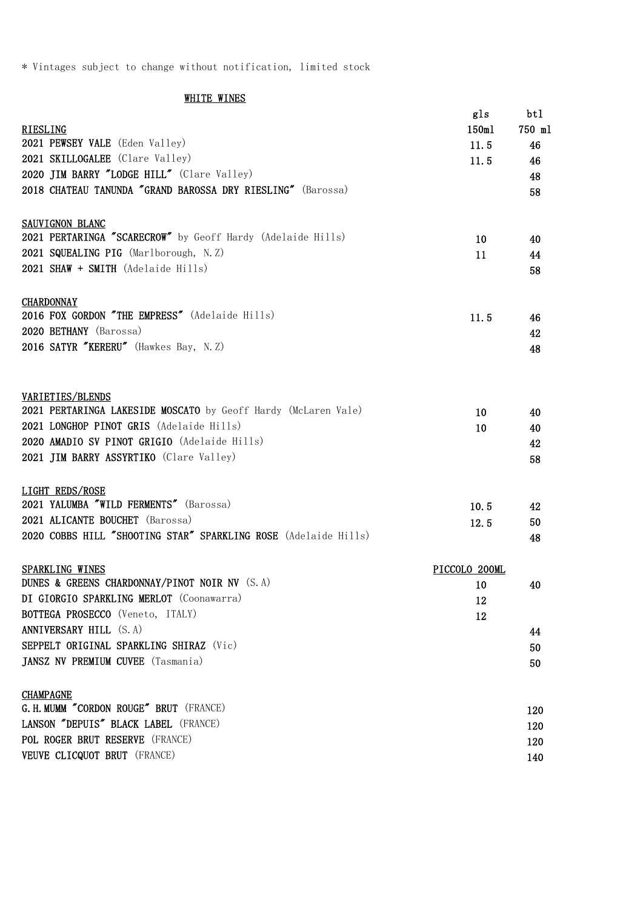* Vintages subject to change without notification, limited stock

## WHITE WINES

| RIESLING | gls 150ml | btl 750 ml |
|---|---|---|
| **2021 PEWSEY VALE** (Eden Valley) | 11.5 | 46 |
| **2021 SKILLOGALEE** (Clare Valley) | 11.5 | 46 |
| **2020 JIM BARRY "LODGE HILL"** (Clare Valley) | | 48 |
| **2018 CHATEAU TANUNDA "GRAND BAROSSA DRY RIESLING"** (Barossa) | | 58 |
| **SAUVIGNON BLANC** | | |
| **2021 PERTARINGA "SCARECROW"** by Geoff Hardy (Adelaide Hills) | 10 | 40 |
| **2021 SQUEALING PIG** (Marlborough, N.Z) | 11 | 44 |
| **2021 SHAW + SMITH** (Adelaide Hills) | | 58 |
| **CHARDONNAY** | | |
| **2016 FOX GORDON "THE EMPRESS"** (Adelaide Hills) | 11.5 | 46 |
| **2020 BETHANY** (Barossa) | | 42 |
| **2016 SATYR "KERERU"** (Hawkes Bay, N.Z) | | 48 |
| **VARIETIES/BLENDS** | | |
| **2021 PERTARINGA LAKESIDE MOSCATO** by Geoff Hardy (McLaren Vale) | 10 | 40 |
| **2021 LONGHOP PINOT GRIS** (Adelaide Hills) | 10 | 40 |
| **2020 AMADIO SV PINOT GRIGIO** (Adelaide Hills) | | 42 |
| **2021 JIM BARRY ASSYRTIKO** (Clare Valley) | | 58 |
| **LIGHT REDS/ROSE** | | |
| **2021 YALUMBA "WILD FERMENTS"** (Barossa) | 10.5 | 42 |
| **2021 ALICANTE BOUCHET** (Barossa) | 12.5 | 50 |
| **2020 COBBS HILL "SHOOTING STAR" SPARKLING ROSE** (Adelaide Hills) | | 48 |
| **SPARKLING WINES** | PICCOLO 200ML | |
| **DUNES & GREENS CHARDONNAY/PINOT NOIR NV** (S.A) | 10 | 40 |
| **DI GIORGIO SPARKLING MERLOT** (Coonawarra) | 12 | |
| **BOTTEGA PROSECCO** (Veneto, ITALY) | 12 | |
| **ANNIVERSARY HILL** (S.A) | | 44 |
| **SEPPELT ORIGINAL SPARKLING SHIRAZ** (Vic) | | 50 |
| **JANSZ NV PREMIUM CUVEE** (Tasmania) | | 50 |
| **CHAMPAGNE** | | |
| **G.H.MUMM "CORDON ROUGE" BRUT** (FRANCE) | | 120 |
| **LANSON "DEPUIS" BLACK LABEL** (FRANCE) | | 120 |
| **POL ROGER BRUT RESERVE** (FRANCE) | | 120 |
| **VEUVE CLICQUOT BRUT** (FRANCE) | | 140 |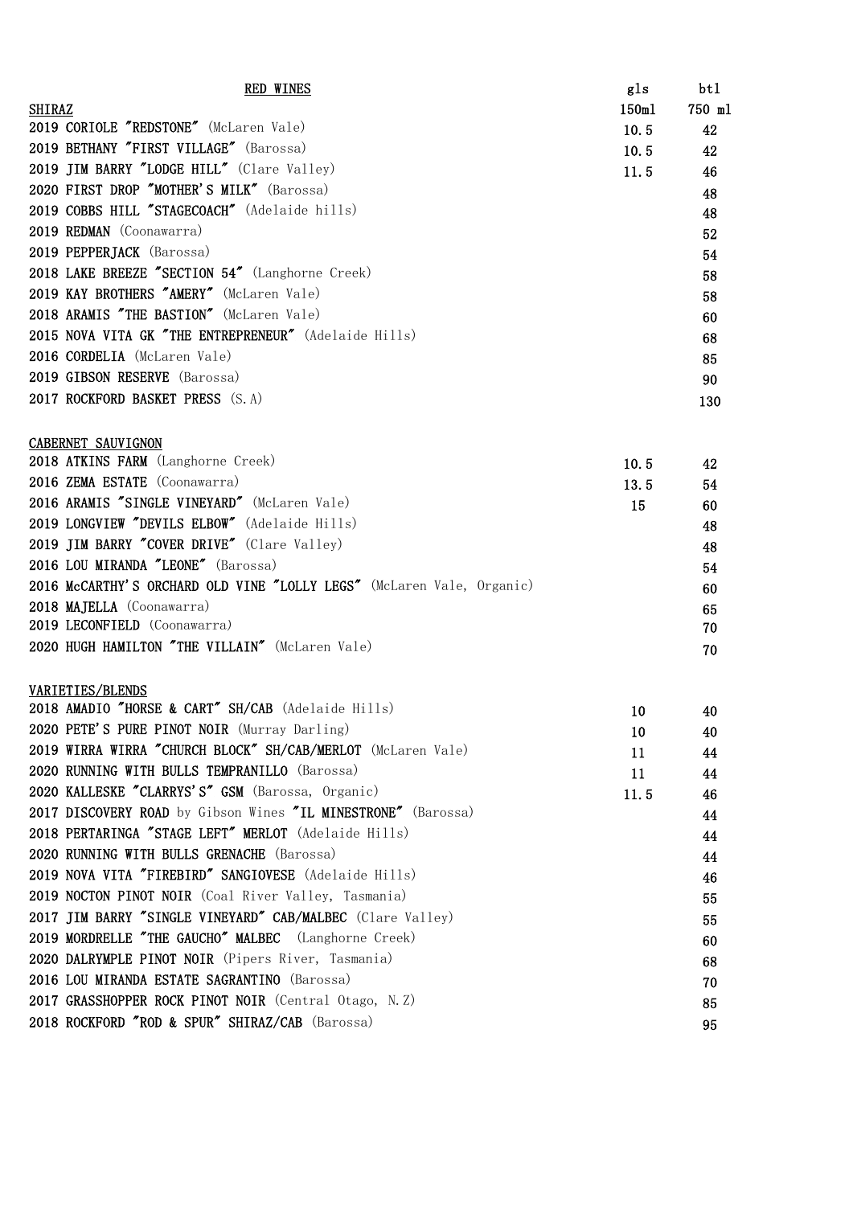| RED WINES | gls | btl |
|---|---|---|
| **SHIRAZ** | 150ml | 750 ml |
| 2019 **CORIOLE "REDSTONE"** (McLaren Vale) | 10.5 | 42 |
| 2019 **BETHANY "FIRST VILLAGE"** (Barossa) | 10.5 | 42 |
| 2019 **JIM BARRY "LODGE HILL"** (Clare Valley) | 11.5 | 46 |
| 2020 **FIRST DROP "MOTHER'S MILK"** (Barossa) | | 48 |
| 2019 **COBBS HILL "STAGECOACH"** (Adelaide hills) | | 48 |
| 2019 **REDMAN** (Coonawarra) | | 52 |
| 2019 **PEPPERJACK** (Barossa) | | 54 |
| 2018 **LAKE BREEZE "SECTION 54"** (Langhorne Creek) | | 58 |
| 2019 **KAY BROTHERS "AMERY"** (McLaren Vale) | | 58 |
| 2018 **ARAMIS "THE BASTION"** (McLaren Vale) | | 60 |
| 2015 **NOVA VITA GK "THE ENTREPRENEUR"** (Adelaide Hills) | | 68 |
| 2016 **CORDELIA** (McLaren Vale) | | 85 |
| 2019 **GIBSON RESERVE** (Barossa) | | 90 |
| 2017 **ROCKFORD BASKET PRESS** (S.A) | | 130 |
| | | |
| **CABERNET SAUVIGNON** | | |
| 2018 **ATKINS FARM** (Langhorne Creek) | 10.5 | 42 |
| 2016 **ZEMA ESTATE** (Coonawarra) | 13.5 | 54 |
| 2016 **ARAMIS "SINGLE VINEYARD"** (McLaren Vale) | 15 | 60 |
| 2019 **LONGVIEW "DEVILS ELBOW"** (Adelaide Hills) | | 48 |
| 2019 **JIM BARRY "COVER DRIVE"** (Clare Valley) | | 48 |
| 2016 **LOU MIRANDA "LEONE"** (Barossa) | | 54 |
| 2016 **McCARTHY'S ORCHARD OLD VINE "LOLLY LEGS"** (McLaren Vale, Organic) | | 60 |
| 2018 **MAJELLA** (Coonawarra) | | 65 |
| 2019 **LECONFIELD** (Coonawarra) | | 70 |
| 2020 **HUGH HAMILTON "THE VILLAIN"** (McLaren Vale) | | 70 |
| | | |
| **VARIETIES/BLENDS** | | |
| 2018 **AMADIO "HORSE & CART" SH/CAB** (Adelaide Hills) | 10 | 40 |
| 2020 **PETE'S PURE PINOT NOIR** (Murray Darling) | 10 | 40 |
| 2019 **WIRRA WIRRA "CHURCH BLOCK" SH/CAB/MERLOT** (McLaren Vale) | 11 | 44 |
| 2020 **RUNNING WITH BULLS TEMPRANILLO** (Barossa) | 11 | 44 |
| 2020 **KALLESKE "CLARRYS'S" GSM** (Barossa, Organic) | 11.5 | 46 |
| 2017 **DISCOVERY ROAD** by Gibson Wines **"IL MINESTRONE"** (Barossa) | | 44 |
| 2018 **PERTARINGA "STAGE LEFT" MERLOT** (Adelaide Hills) | | 44 |
| 2020 **RUNNING WITH BULLS GRENACHE** (Barossa) | | 44 |
| 2019 **NOVA VITA "FIREBIRD" SANGIOVESE** (Adelaide Hills) | | 46 |
| 2019 **NOCTON PINOT NOIR** (Coal River Valley, Tasmania) | | 55 |
| 2017 **JIM BARRY "SINGLE VINEYARD" CAB/MALBEC** (Clare Valley) | | 55 |
| 2019 **MORDRELLE "THE GAUCHO" MALBEC** (Langhorne Creek) | | 60 |
| 2020 **DALRYMPLE PINOT NOIR** (Pipers River, Tasmania) | | 68 |
| 2016 **LOU MIRANDA ESTATE SAGRANTINO** (Barossa) | | 70 |
| 2017 **GRASSHOPPER ROCK PINOT NOIR** (Central Otago, N.Z) | | 85 |
| 2018 **ROCKFORD "ROD & SPUR" SHIRAZ/CAB** (Barossa) | | 95 |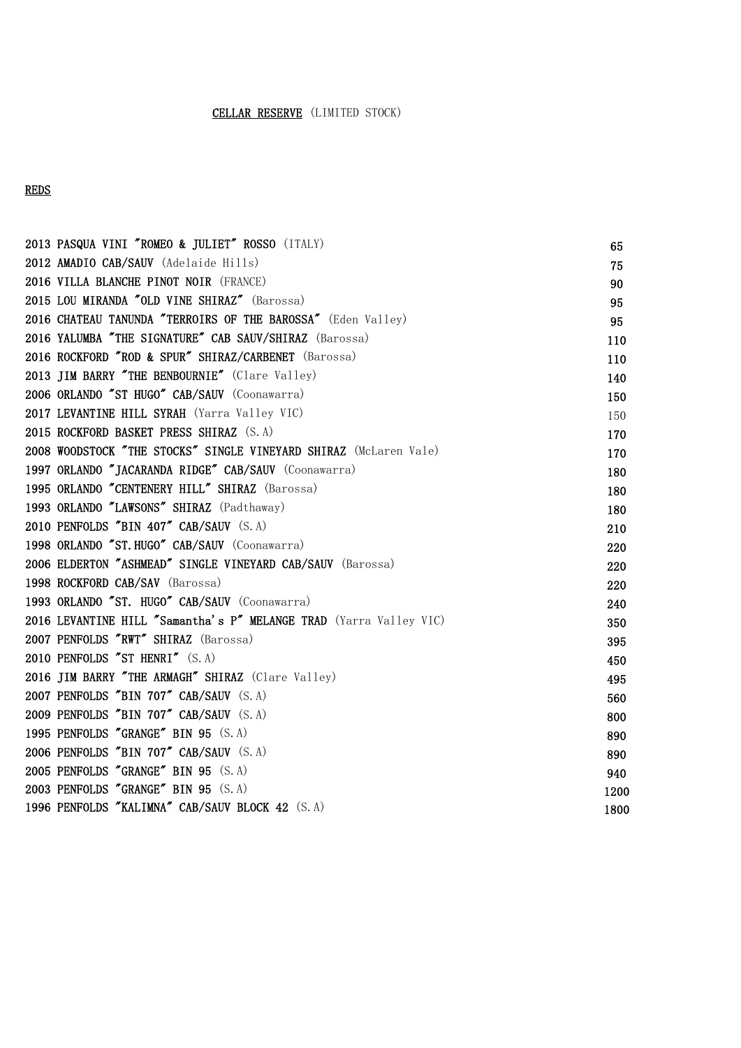CELLAR RESERVE (LIMITED STOCK)

REDS

| | |
|---|---|
| **2013 PASQUA VINI "ROMEO & JULIET" ROSSO** (ITALY) | 65 |
| **2012 AMADIO CAB/SAUV** (Adelaide Hills) | 75 |
| **2016 VILLA BLANCHE PINOT NOIR** (FRANCE) | 90 |
| **2015 LOU MIRANDA "OLD VINE SHIRAZ"** (Barossa) | 95 |
| **2016 CHATEAU TANUNDA "TERROIRS OF THE BAROSSA"** (Eden Valley) | 95 |
| **2016 YALUMBA "THE SIGNATURE" CAB SAUV/SHIRAZ** (Barossa) | 110 |
| **2016 ROCKFORD "ROD & SPUR" SHIRAZ/CARBENET** (Barossa) | 110 |
| **2013 JIM BARRY "THE BENBOURNIE"** (Clare Valley) | 140 |
| **2006 ORLANDO "ST HUGO" CAB/SAUV** (Coonawarra) | 150 |
| **2017 LEVANTINE HILL SYRAH** (Yarra Valley VIC) | 150 |
| **2015 ROCKFORD BASKET PRESS SHIRAZ** (S.A) | 170 |
| **2008 WOODSTOCK "THE STOCKS" SINGLE VINEYARD SHIRAZ** (McLaren Vale) | 170 |
| **1997 ORLANDO "JACARANDA RIDGE" CAB/SAUV** (Coonawarra) | 180 |
| **1995 ORLANDO "CENTENERY HILL" SHIRAZ** (Barossa) | 180 |
| **1993 ORLANDO "LAWSONS" SHIRAZ** (Padthaway) | 180 |
| **2010 PENFOLDS "BIN 407" CAB/SAUV** (S.A) | 210 |
| **1998 ORLANDO "ST.HUGO" CAB/SAUV** (Coonawarra) | 220 |
| **2006 ELDERTON "ASHMEAD" SINGLE VINEYARD CAB/SAUV** (Barossa) | 220 |
| **1998 ROCKFORD CAB/SAV** (Barossa) | 220 |
| **1993 ORLANDO "ST. HUGO" CAB/SAUV** (Coonawarra) | 240 |
| **2016 LEVANTINE HILL "Samantha's P" MELANGE TRAD** (Yarra Valley VIC) | 350 |
| **2007 PENFOLDS "RWT" SHIRAZ** (Barossa) | 395 |
| **2010 PENFOLDS "ST HENRI"** (S.A) | 450 |
| **2016 JIM BARRY "THE ARMAGH" SHIRAZ** (Clare Valley) | 495 |
| **2007 PENFOLDS "BIN 707" CAB/SAUV** (S.A) | 560 |
| **2009 PENFOLDS "BIN 707" CAB/SAUV** (S.A) | 800 |
| **1995 PENFOLDS "GRANGE" BIN 95** (S.A) | 890 |
| **2006 PENFOLDS "BIN 707" CAB/SAUV** (S.A) | 890 |
| **2005 PENFOLDS "GRANGE" BIN 95** (S.A) | 940 |
| **2003 PENFOLDS "GRANGE" BIN 95** (S.A) | 1200 |
| **1996 PENFOLDS "KALIMNA" CAB/SAUV BLOCK 42** (S.A) | 1800 |